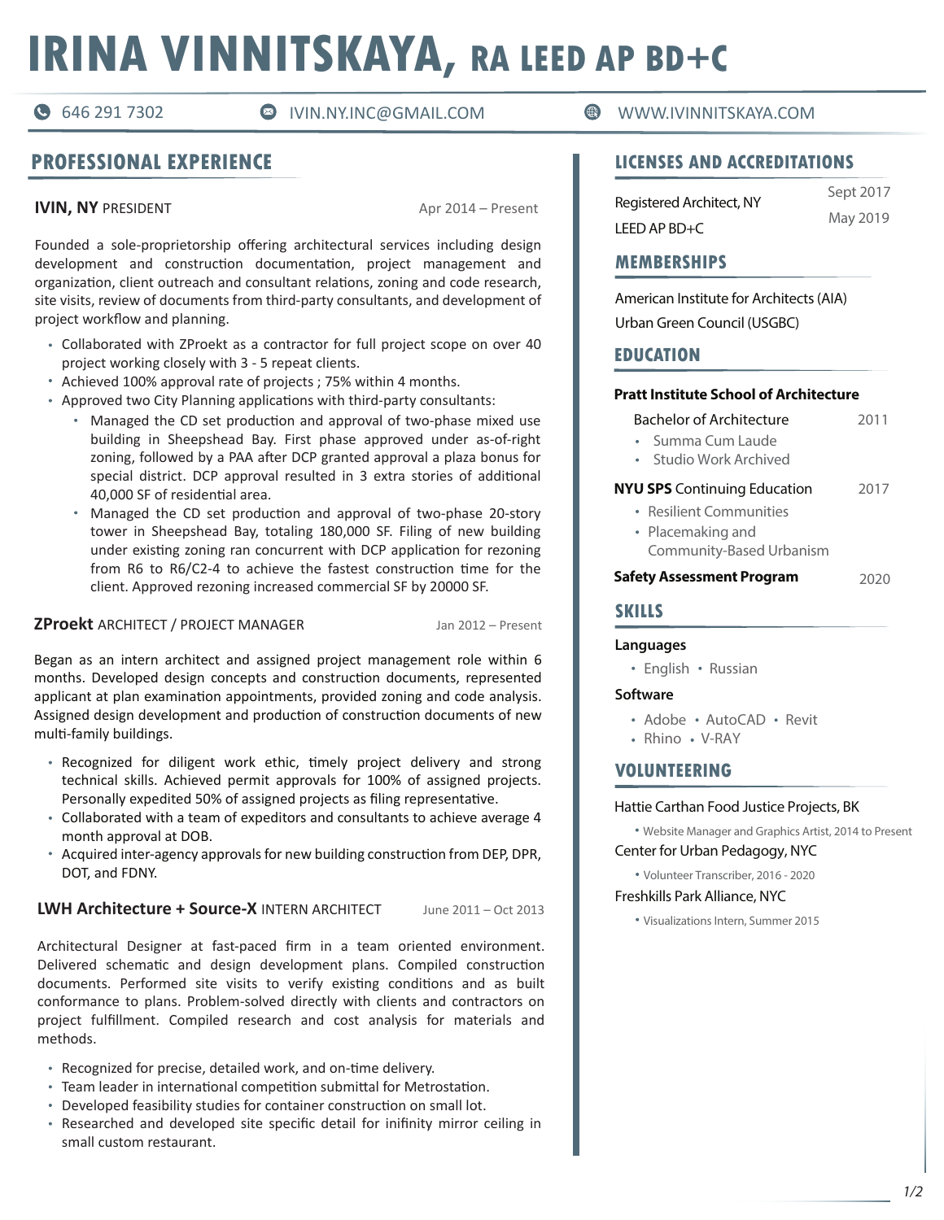# IRINA VINNITSKAYA, RA LEED AP BD+C

646 291 7302 | IVIN.NY.INC@GMAIL.COM | WWW.IVINNITSKAYA.COM

## PROFESSIONAL EXPERIENCE

**IVIN, NY** PRESIDENT — Apr 2014 – Present

Founded a sole-proprietorship offering architectural services including design development and construction documentation, project management and organization, client outreach and consultant relations, zoning and code research, site visits, review of documents from third-party consultants, and development of project workflow and planning.

- Collaborated with ZProekt as a contractor for full project scope on over 40 project working closely with 3 - 5 repeat clients.
- Achieved 100% approval rate of projects ; 75% within 4 months.
- Approved two City Planning applications with third-party consultants:
  - Managed the CD set production and approval of two-phase mixed use building in Sheepshead Bay. First phase approved under as-of-right zoning, followed by a PAA after DCP granted approval a plaza bonus for special district. DCP approval resulted in 3 extra stories of additional 40,000 SF of residential area.
  - Managed the CD set production and approval of two-phase 20-story tower in Sheepshead Bay, totaling 180,000 SF. Filing of new building under existing zoning ran concurrent with DCP application for rezoning from R6 to R6/C2-4 to achieve the fastest construction time for the client. Approved rezoning increased commercial SF by 20000 SF.

**ZProekt** ARCHITECT / PROJECT MANAGER — Jan 2012 – Present

Began as an intern architect and assigned project management role within 6 months. Developed design concepts and construction documents, represented applicant at plan examination appointments, provided zoning and code analysis. Assigned design development and production of construction documents of new multi-family buildings.

- Recognized for diligent work ethic, timely project delivery and strong technical skills. Achieved permit approvals for 100% of assigned projects. Personally expedited 50% of assigned projects as filing representative.
- Collaborated with a team of expeditors and consultants to achieve average 4 month approval at DOB.
- Acquired inter-agency approvals for new building construction from DEP, DPR, DOT, and FDNY.

**LWH Architecture + Source-X** INTERN ARCHITECT — June 2011 – Oct 2013

Architectural Designer at fast-paced firm in a team oriented environment. Delivered schematic and design development plans. Compiled construction documents. Performed site visits to verify existing conditions and as built conformance to plans. Problem-solved directly with clients and contractors on project fulfillment. Compiled research and cost analysis for materials and methods.

- Recognized for precise, detailed work, and on-time delivery.
- Team leader in international competition submittal for Metrostation.
- Developed feasibility studies for container construction on small lot.
- Researched and developed site specific detail for inifinity mirror ceiling in small custom restaurant.

## LICENSES AND ACCREDITATIONS

- Registered Architect, NY — Sept 2017
- LEED AP BD+C — May 2019

## MEMBERSHIPS

- American Institute for Architects (AIA)
- Urban Green Council (USGBC)

## EDUCATION

**Pratt Institute School of Architecture**

Bachelor of Architecture — 2011
- Summa Cum Laude
- Studio Work Archived

**NYU SPS** Continuing Education — 2017
- Resilient Communities
- Placemaking and Community-Based Urbanism

**Safety Assessment Program** — 2020

## SKILLS

**Languages**
- English • Russian

**Software**
- Adobe • AutoCAD • Revit
- Rhino • V-RAY

## VOLUNTEERING

Hattie Carthan Food Justice Projects, BK
- Website Manager and Graphics Artist, 2014 to Present

Center for Urban Pedagogy, NYC
- Volunteer Transcriber, 2016 - 2020

Freshkills Park Alliance, NYC
- Visualizations Intern, Summer 2015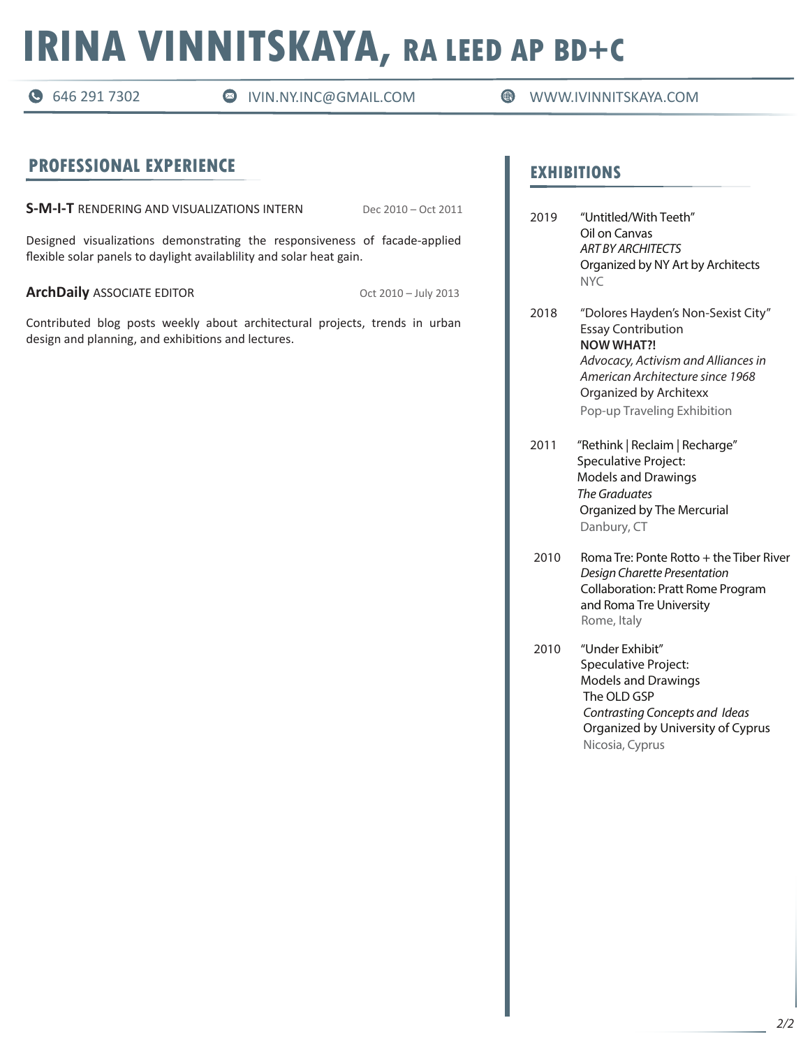# IRINA VINNITSKAYA, RA LEED AP BD+C

646 291 7302 | IVIN.NY.INC@GMAIL.COM | WWW.IVINNITSKAYA.COM

## PROFESSIONAL EXPERIENCE

**S-M-I-T** RENDERING AND VISUALIZATIONS INTERN — Dec 2010 – Oct 2011

Designed visualizations demonstrating the responsiveness of facade-applied flexible solar panels to daylight availablility and solar heat gain.

**ArchDaily** ASSOCIATE EDITOR — Oct 2010 – July 2013

Contributed blog posts weekly about architectural projects, trends in urban design and planning, and exhibitions and lectures.

## EXHIBITIONS

**2019**
"Untitled/With Teeth"
Oil on Canvas
*ART BY ARCHITECTS*
Organized by NY Art by Architects
NYC

**2018**
"Dolores Hayden's Non-Sexist City"
Essay Contribution
**NOW WHAT?!**
*Advocacy, Activism and Alliances in American Architecture since 1968*
Organized by Architexx
Pop-up Traveling Exhibition

**2011**
"Rethink | Reclaim | Recharge"
Speculative Project:
Models and Drawings
*The Graduates*
Organized by The Mercurial
Danbury, CT

**2010**
Roma Tre: Ponte Rotto + the Tiber River
*Design Charette Presentation*
Collaboration: Pratt Rome Program and Roma Tre University
Rome, Italy

**2010**
"Under Exhibit"
Speculative Project:
Models and Drawings
The OLD GSP
*Contrasting Concepts and Ideas*
Organized by University of Cyprus
Nicosia, Cyprus